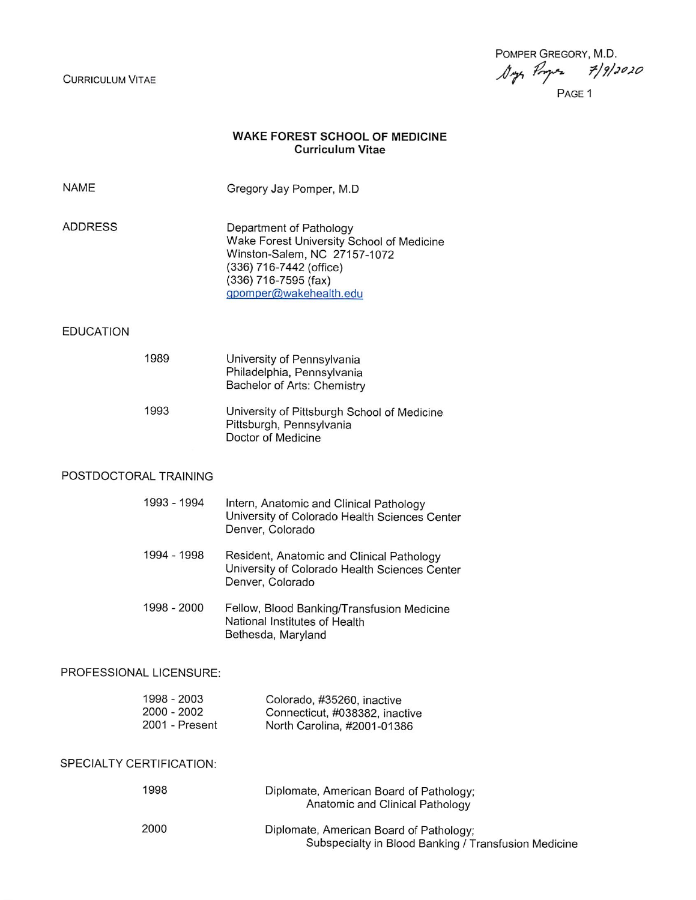CURRICULUM VITAE

POMPER GREGORY, M.D.

7/9/2020

# WAKE FOREST SCHOOL OF MEDICINE
## Curriculum Vitae

NAME

Gregory Jay Pomper, M.D

ADDRESS

Department of Pathology
Wake Forest University School of Medicine
Winston-Salem, NC 27157-1072
(336) 716-7442 (office)
(336) 716-7595 (fax)
gpomper@wakehealth.edu

## EDUCATION

| | |
|---|---|
| 1989 | University of Pennsylvania<br>Philadelphia, Pennsylvania<br>Bachelor of Arts: Chemistry |
| 1993 | University of Pittsburgh School of Medicine<br>Pittsburgh, Pennsylvania<br>Doctor of Medicine |

## POSTDOCTORAL TRAINING

| | |
|---|---|
| 1993 - 1994 | Intern, Anatomic and Clinical Pathology<br>University of Colorado Health Sciences Center<br>Denver, Colorado |
| 1994 - 1998 | Resident, Anatomic and Clinical Pathology<br>University of Colorado Health Sciences Center<br>Denver, Colorado |
| 1998 - 2000 | Fellow, Blood Banking/Transfusion Medicine<br>National Institutes of Health<br>Bethesda, Maryland |

## PROFESSIONAL LICENSURE:

| | |
|---|---|
| 1998 - 2003 | Colorado, #35260, inactive |
| 2000 - 2002 | Connecticut, #038382, inactive |
| 2001 - Present | North Carolina, #2001-01386 |

## SPECIALTY CERTIFICATION:

| | |
|---|---|
| 1998 | Diplomate, American Board of Pathology;<br>Anatomic and Clinical Pathology |
| 2000 | Diplomate, American Board of Pathology;<br>Subspecialty in Blood Banking / Transfusion Medicine |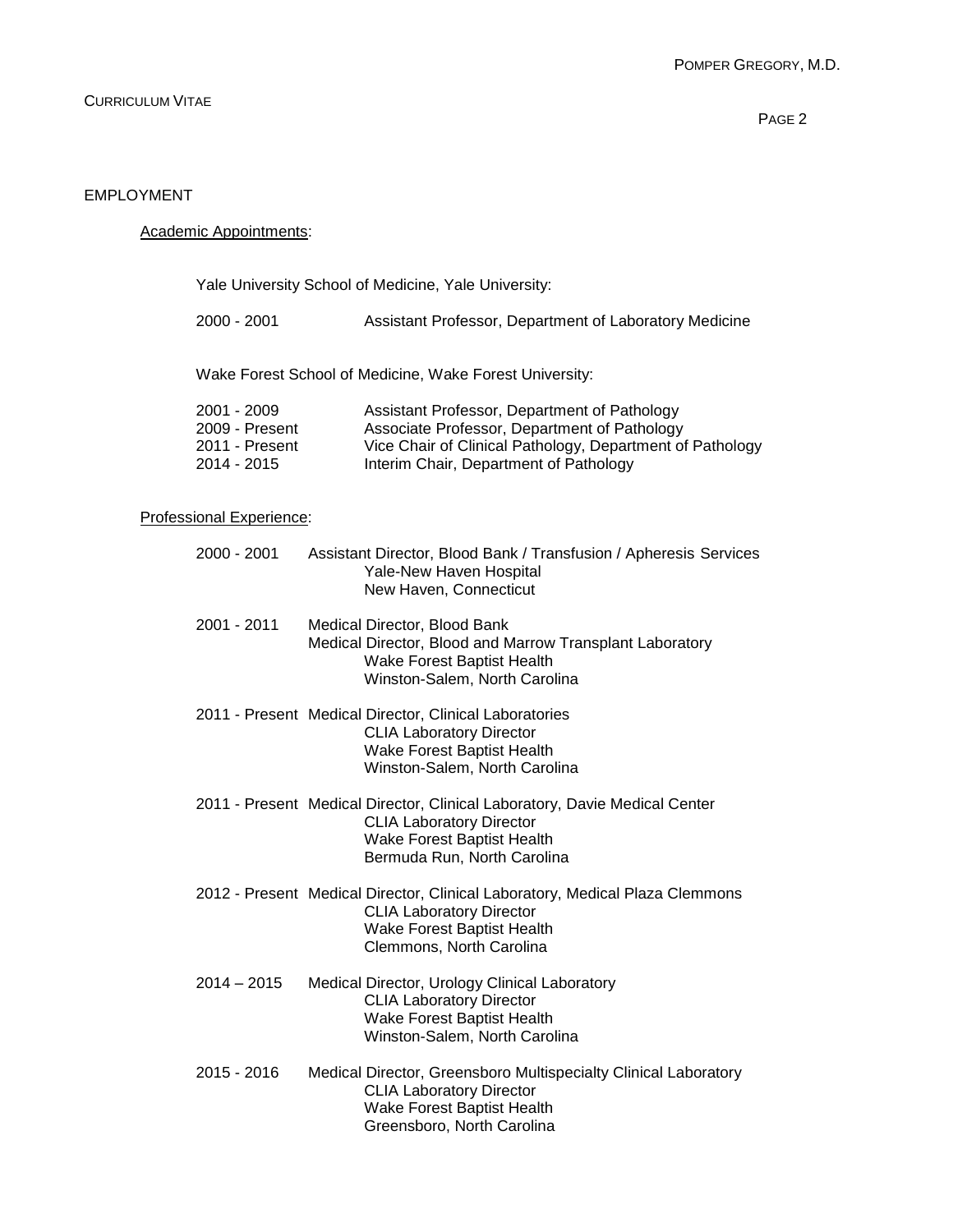## EMPLOYMENT

### Academic Appointments:

Yale University School of Medicine, Yale University:

2000 - 2001 Assistant Professor, Department of Laboratory Medicine

Wake Forest School of Medicine, Wake Forest University:

2001 - 2009 Assistant Professor, Department of Pathology
2009 - Present Associate Professor, Department of Pathology
2011 - Present Vice Chair of Clinical Pathology, Department of Pathology
2014 - 2015 Interim Chair, Department of Pathology

### Professional Experience:

2000 - 2001 Assistant Director, Blood Bank / Transfusion / Apheresis Services
Yale-New Haven Hospital
New Haven, Connecticut

2001 - 2011 Medical Director, Blood Bank
Medical Director, Blood and Marrow Transplant Laboratory
Wake Forest Baptist Health
Winston-Salem, North Carolina

2011 - Present Medical Director, Clinical Laboratories
CLIA Laboratory Director
Wake Forest Baptist Health
Winston-Salem, North Carolina

2011 - Present Medical Director, Clinical Laboratory, Davie Medical Center
CLIA Laboratory Director
Wake Forest Baptist Health
Bermuda Run, North Carolina

2012 - Present Medical Director, Clinical Laboratory, Medical Plaza Clemmons
CLIA Laboratory Director
Wake Forest Baptist Health
Clemmons, North Carolina

2014 – 2015 Medical Director, Urology Clinical Laboratory
CLIA Laboratory Director
Wake Forest Baptist Health
Winston-Salem, North Carolina

2015 - 2016 Medical Director, Greensboro Multispecialty Clinical Laboratory
CLIA Laboratory Director
Wake Forest Baptist Health
Greensboro, North Carolina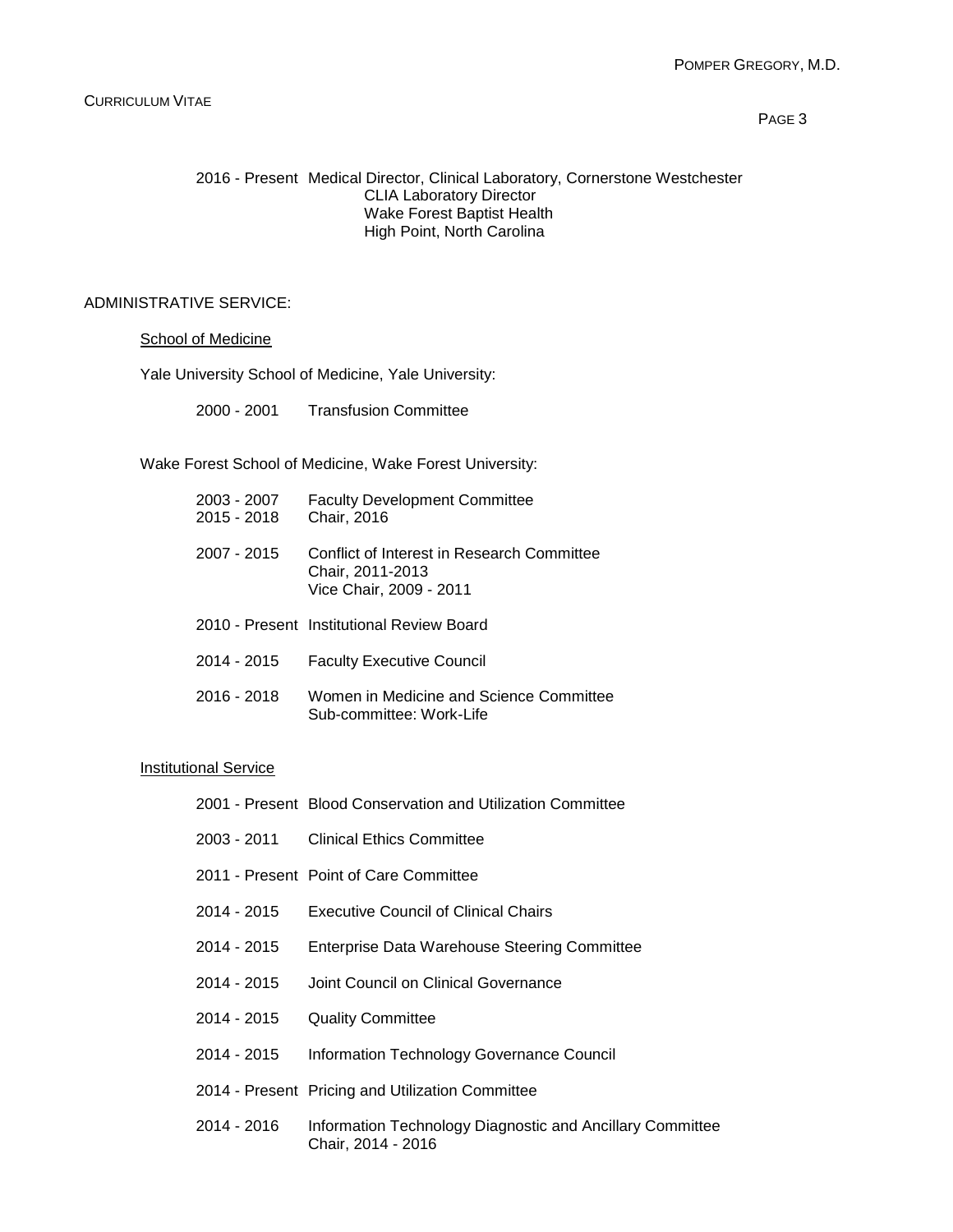2016 - Present Medical Director, Clinical Laboratory, Cornerstone Westchester
CLIA Laboratory Director
Wake Forest Baptist Health
High Point, North Carolina

## ADMINISTRATIVE SERVICE:

### School of Medicine

Yale University School of Medicine, Yale University:

2000 - 2001 Transfusion Committee

Wake Forest School of Medicine, Wake Forest University:

2003 - 2007 Faculty Development Committee
2015 - 2018 Chair, 2016

2007 - 2015 Conflict of Interest in Research Committee
Chair, 2011-2013
Vice Chair, 2009 - 2011

2010 - Present Institutional Review Board

2014 - 2015 Faculty Executive Council

2016 - 2018 Women in Medicine and Science Committee
Sub-committee: Work-Life

### Institutional Service

2001 - Present Blood Conservation and Utilization Committee

2003 - 2011 Clinical Ethics Committee

2011 - Present Point of Care Committee

2014 - 2015 Executive Council of Clinical Chairs

2014 - 2015 Enterprise Data Warehouse Steering Committee

2014 - 2015 Joint Council on Clinical Governance

2014 - 2015 Quality Committee

2014 - 2015 Information Technology Governance Council

2014 - Present Pricing and Utilization Committee

2014 - 2016 Information Technology Diagnostic and Ancillary Committee
Chair, 2014 - 2016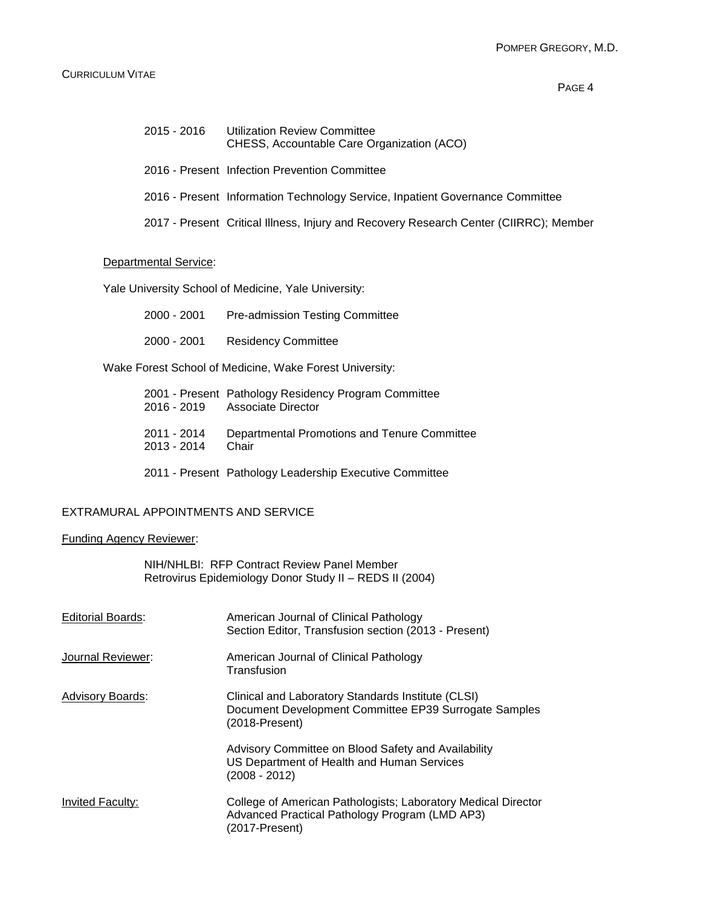2015 - 2016 Utilization Review Committee
CHESS, Accountable Care Organization (ACO)

2016 - Present Infection Prevention Committee

2016 - Present Information Technology Service, Inpatient Governance Committee

2017 - Present Critical Illness, Injury and Recovery Research Center (CIIRRC); Member

Departmental Service:

Yale University School of Medicine, Yale University:

2000 - 2001 Pre-admission Testing Committee

2000 - 2001 Residency Committee

Wake Forest School of Medicine, Wake Forest University:

2001 - Present Pathology Residency Program Committee
2016 - 2019 Associate Director

2011 - 2014 Departmental Promotions and Tenure Committee
2013 - 2014 Chair

2011 - Present Pathology Leadership Executive Committee

EXTRAMURAL APPOINTMENTS AND SERVICE

Funding Agency Reviewer:

NIH/NHLBI: RFP Contract Review Panel Member
Retrovirus Epidemiology Donor Study II – REDS II (2004)

Editorial Boards: American Journal of Clinical Pathology
Section Editor, Transfusion section (2013 - Present)

Journal Reviewer: American Journal of Clinical Pathology
Transfusion

Advisory Boards: Clinical and Laboratory Standards Institute (CLSI)
Document Development Committee EP39 Surrogate Samples
(2018-Present)

Advisory Committee on Blood Safety and Availability
US Department of Health and Human Services
(2008 - 2012)

Invited Faculty: College of American Pathologists; Laboratory Medical Director
Advanced Practical Pathology Program (LMD AP3)
(2017-Present)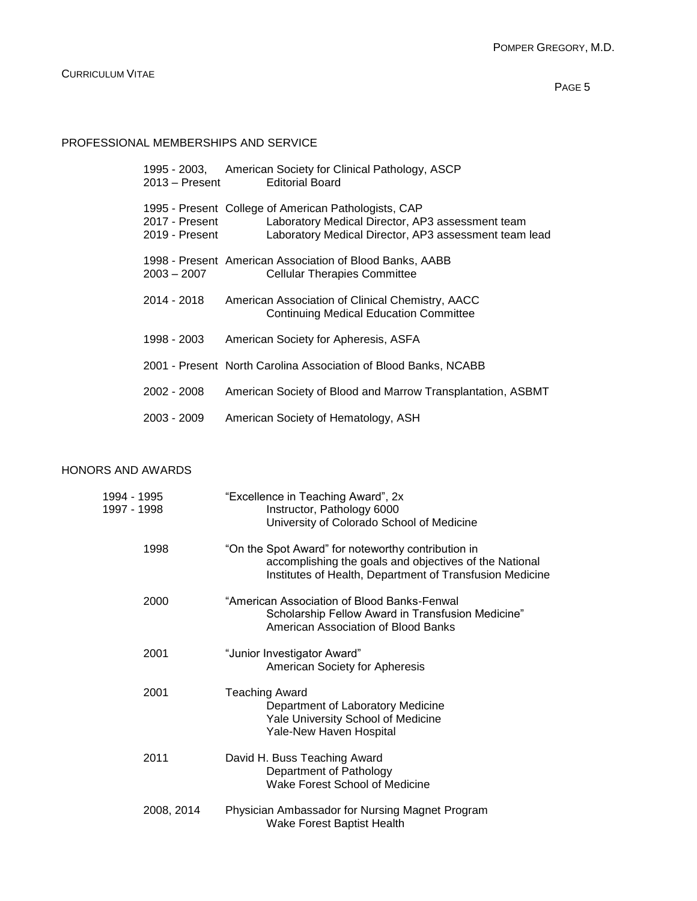## PROFESSIONAL MEMBERSHIPS AND SERVICE

| | |
|---|---|
| 1995 - 2003, 2013 – Present | American Society for Clinical Pathology, ASCP<br>Editorial Board |
| 1995 - Present | College of American Pathologists, CAP |
| 2017 - Present | Laboratory Medical Director, AP3 assessment team |
| 2019 - Present | Laboratory Medical Director, AP3 assessment team lead |
| 1998 - Present | American Association of Blood Banks, AABB |
| 2003 – 2007 | Cellular Therapies Committee |
| 2014 - 2018 | American Association of Clinical Chemistry, AACC<br>Continuing Medical Education Committee |
| 1998 - 2003 | American Society for Apheresis, ASFA |
| 2001 - Present | North Carolina Association of Blood Banks, NCABB |
| 2002 - 2008 | American Society of Blood and Marrow Transplantation, ASBMT |
| 2003 - 2009 | American Society of Hematology, ASH |

## HONORS AND AWARDS

| | |
|---|---|
| 1994 - 1995<br>1997 - 1998 | "Excellence in Teaching Award", 2x<br>Instructor, Pathology 6000<br>University of Colorado School of Medicine |
| 1998 | "On the Spot Award" for noteworthy contribution in accomplishing the goals and objectives of the National Institutes of Health, Department of Transfusion Medicine |
| 2000 | "American Association of Blood Banks-Fenwal Scholarship Fellow Award in Transfusion Medicine"<br>American Association of Blood Banks |
| 2001 | "Junior Investigator Award"<br>American Society for Apheresis |
| 2001 | Teaching Award<br>Department of Laboratory Medicine<br>Yale University School of Medicine<br>Yale-New Haven Hospital |
| 2011 | David H. Buss Teaching Award<br>Department of Pathology<br>Wake Forest School of Medicine |
| 2008, 2014 | Physician Ambassador for Nursing Magnet Program<br>Wake Forest Baptist Health |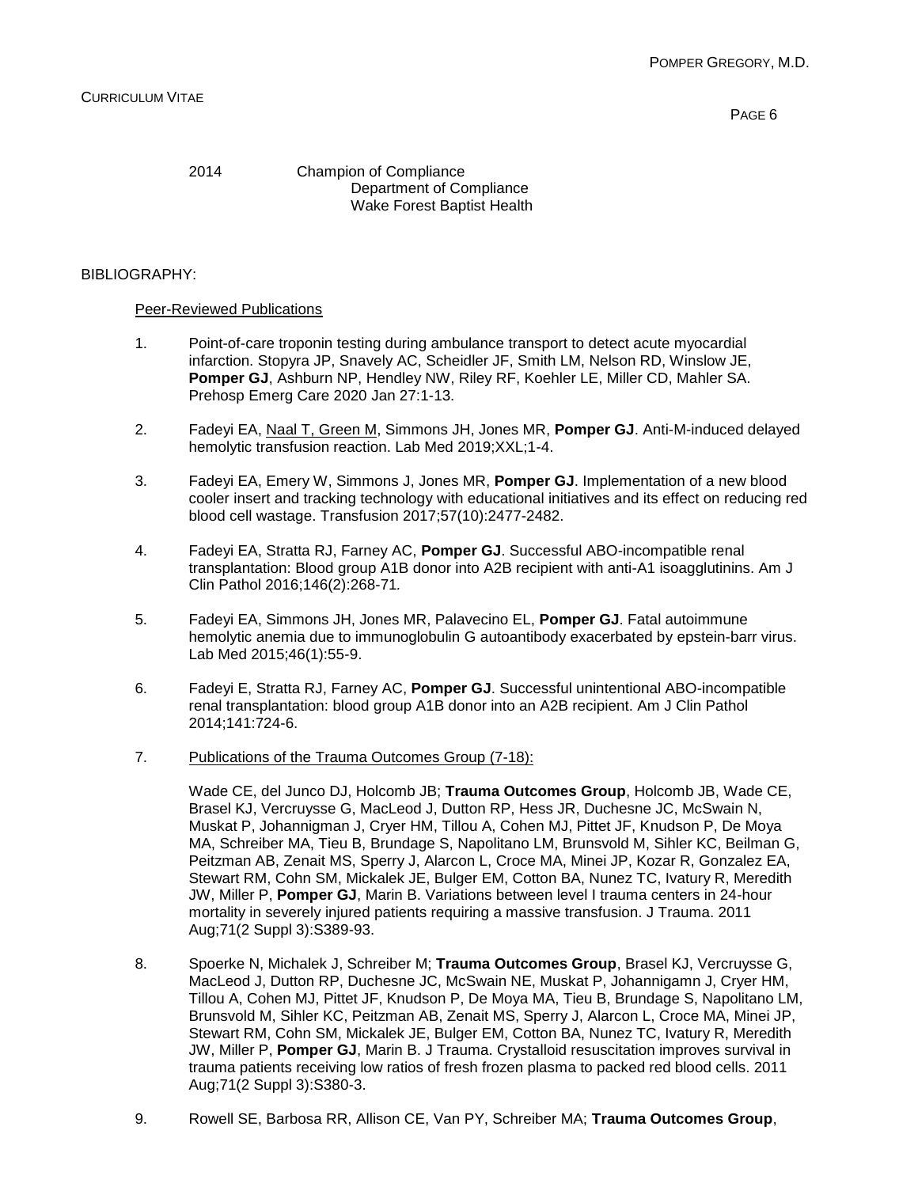2014 Champion of Compliance
Department of Compliance
Wake Forest Baptist Health

BIBLIOGRAPHY:

Peer-Reviewed Publications

1. Point-of-care troponin testing during ambulance transport to detect acute myocardial infarction. Stopyra JP, Snavely AC, Scheidler JF, Smith LM, Nelson RD, Winslow JE, **Pomper GJ**, Ashburn NP, Hendley NW, Riley RF, Koehler LE, Miller CD, Mahler SA. Prehosp Emerg Care 2020 Jan 27:1-13.

2. Fadeyi EA, Naal T, Green M, Simmons JH, Jones MR, **Pomper GJ**. Anti-M-induced delayed hemolytic transfusion reaction. Lab Med 2019;XXL;1-4.

3. Fadeyi EA, Emery W, Simmons J, Jones MR, **Pomper GJ**. Implementation of a new blood cooler insert and tracking technology with educational initiatives and its effect on reducing red blood cell wastage. Transfusion 2017;57(10):2477-2482.

4. Fadeyi EA, Stratta RJ, Farney AC, **Pomper GJ**. Successful ABO-incompatible renal transplantation: Blood group A1B donor into A2B recipient with anti-A1 isoagglutinins. Am J Clin Pathol 2016;146(2):268-71.

5. Fadeyi EA, Simmons JH, Jones MR, Palavecino EL, **Pomper GJ**. Fatal autoimmune hemolytic anemia due to immunoglobulin G autoantibody exacerbated by epstein-barr virus. Lab Med 2015;46(1):55-9.

6. Fadeyi E, Stratta RJ, Farney AC, **Pomper GJ**. Successful unintentional ABO-incompatible renal transplantation: blood group A1B donor into an A2B recipient. Am J Clin Pathol 2014;141:724-6.

7. Publications of the Trauma Outcomes Group (7-18):

   Wade CE, del Junco DJ, Holcomb JB; **Trauma Outcomes Group**, Holcomb JB, Wade CE, Brasel KJ, Vercruysse G, MacLeod J, Dutton RP, Hess JR, Duchesne JC, McSwain N, Muskat P, Johannigman J, Cryer HM, Tillou A, Cohen MJ, Pittet JF, Knudson P, De Moya MA, Schreiber MA, Tieu B, Brundage S, Napolitano LM, Brunsvold M, Sihler KC, Beilman G, Peitzman AB, Zenait MS, Sperry J, Alarcon L, Croce MA, Minei JP, Kozar R, Gonzalez EA, Stewart RM, Cohn SM, Mickalek JE, Bulger EM, Cotton BA, Nunez TC, Ivatury R, Meredith JW, Miller P, **Pomper GJ**, Marin B. Variations between level I trauma centers in 24-hour mortality in severely injured patients requiring a massive transfusion. J Trauma. 2011 Aug;71(2 Suppl 3):S389-93.

8. Spoerke N, Michalek J, Schreiber M; **Trauma Outcomes Group**, Brasel KJ, Vercruysse G, MacLeod J, Dutton RP, Duchesne JC, McSwain NE, Muskat P, Johannigamn J, Cryer HM, Tillou A, Cohen MJ, Pittet JF, Knudson P, De Moya MA, Tieu B, Brundage S, Napolitano LM, Brunsvold M, Sihler KC, Peitzman AB, Zenait MS, Sperry J, Alarcon L, Croce MA, Minei JP, Stewart RM, Cohn SM, Mickalek JE, Bulger EM, Cotton BA, Nunez TC, Ivatury R, Meredith JW, Miller P, **Pomper GJ**, Marin B. J Trauma. Crystalloid resuscitation improves survival in trauma patients receiving low ratios of fresh frozen plasma to packed red blood cells. 2011 Aug;71(2 Suppl 3):S380-3.

9. Rowell SE, Barbosa RR, Allison CE, Van PY, Schreiber MA; **Trauma Outcomes Group**,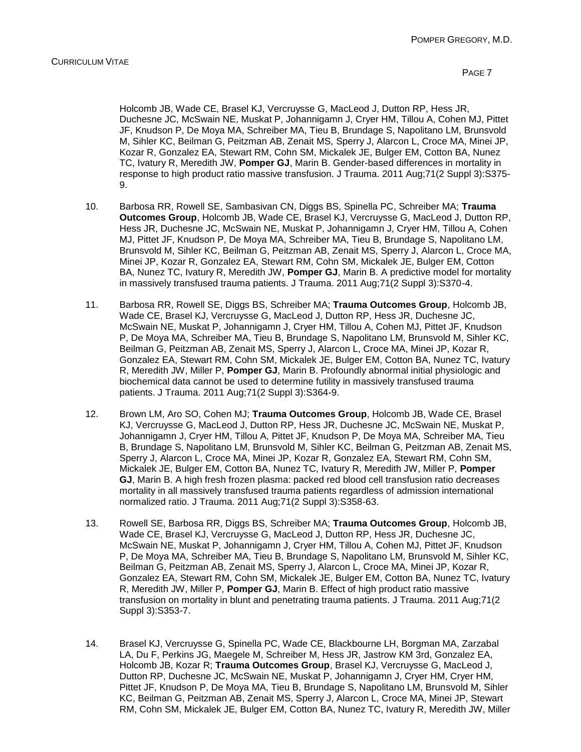Holcomb JB, Wade CE, Brasel KJ, Vercruysse G, MacLeod J, Dutton RP, Hess JR, Duchesne JC, McSwain NE, Muskat P, Johannigamn J, Cryer HM, Tillou A, Cohen MJ, Pittet JF, Knudson P, De Moya MA, Schreiber MA, Tieu B, Brundage S, Napolitano LM, Brunsvold M, Sihler KC, Beilman G, Peitzman AB, Zenait MS, Sperry J, Alarcon L, Croce MA, Minei JP, Kozar R, Gonzalez EA, Stewart RM, Cohn SM, Mickalek JE, Bulger EM, Cotton BA, Nunez TC, Ivatury R, Meredith JW, **Pomper GJ**, Marin B. Gender-based differences in mortality in response to high product ratio massive transfusion. J Trauma. 2011 Aug;71(2 Suppl 3):S375-9.

10. Barbosa RR, Rowell SE, Sambasivan CN, Diggs BS, Spinella PC, Schreiber MA; **Trauma Outcomes Group**, Holcomb JB, Wade CE, Brasel KJ, Vercruysse G, MacLeod J, Dutton RP, Hess JR, Duchesne JC, McSwain NE, Muskat P, Johannigamn J, Cryer HM, Tillou A, Cohen MJ, Pittet JF, Knudson P, De Moya MA, Schreiber MA, Tieu B, Brundage S, Napolitano LM, Brunsvold M, Sihler KC, Beilman G, Peitzman AB, Zenait MS, Sperry J, Alarcon L, Croce MA, Minei JP, Kozar R, Gonzalez EA, Stewart RM, Cohn SM, Mickalek JE, Bulger EM, Cotton BA, Nunez TC, Ivatury R, Meredith JW, **Pomper GJ**, Marin B. A predictive model for mortality in massively transfused trauma patients. J Trauma. 2011 Aug;71(2 Suppl 3):S370-4.

11. Barbosa RR, Rowell SE, Diggs BS, Schreiber MA; **Trauma Outcomes Group**, Holcomb JB, Wade CE, Brasel KJ, Vercruysse G, MacLeod J, Dutton RP, Hess JR, Duchesne JC, McSwain NE, Muskat P, Johannigamn J, Cryer HM, Tillou A, Cohen MJ, Pittet JF, Knudson P, De Moya MA, Schreiber MA, Tieu B, Brundage S, Napolitano LM, Brunsvold M, Sihler KC, Beilman G, Peitzman AB, Zenait MS, Sperry J, Alarcon L, Croce MA, Minei JP, Kozar R, Gonzalez EA, Stewart RM, Cohn SM, Mickalek JE, Bulger EM, Cotton BA, Nunez TC, Ivatury R, Meredith JW, Miller P, **Pomper GJ**, Marin B. Profoundly abnormal initial physiologic and biochemical data cannot be used to determine futility in massively transfused trauma patients. J Trauma. 2011 Aug;71(2 Suppl 3):S364-9.

12. Brown LM, Aro SO, Cohen MJ; **Trauma Outcomes Group**, Holcomb JB, Wade CE, Brasel KJ, Vercruysse G, MacLeod J, Dutton RP, Hess JR, Duchesne JC, McSwain NE, Muskat P, Johannigamn J, Cryer HM, Tillou A, Pittet JF, Knudson P, De Moya MA, Schreiber MA, Tieu B, Brundage S, Napolitano LM, Brunsvold M, Sihler KC, Beilman G, Peitzman AB, Zenait MS, Sperry J, Alarcon L, Croce MA, Minei JP, Kozar R, Gonzalez EA, Stewart RM, Cohn SM, Mickalek JE, Bulger EM, Cotton BA, Nunez TC, Ivatury R, Meredith JW, Miller P, **Pomper GJ**, Marin B. A high fresh frozen plasma: packed red blood cell transfusion ratio decreases mortality in all massively transfused trauma patients regardless of admission international normalized ratio. J Trauma. 2011 Aug;71(2 Suppl 3):S358-63.

13. Rowell SE, Barbosa RR, Diggs BS, Schreiber MA; **Trauma Outcomes Group**, Holcomb JB, Wade CE, Brasel KJ, Vercruysse G, MacLeod J, Dutton RP, Hess JR, Duchesne JC, McSwain NE, Muskat P, Johannigamn J, Cryer HM, Tillou A, Cohen MJ, Pittet JF, Knudson P, De Moya MA, Schreiber MA, Tieu B, Brundage S, Napolitano LM, Brunsvold M, Sihler KC, Beilman G, Peitzman AB, Zenait MS, Sperry J, Alarcon L, Croce MA, Minei JP, Kozar R, Gonzalez EA, Stewart RM, Cohn SM, Mickalek JE, Bulger EM, Cotton BA, Nunez TC, Ivatury R, Meredith JW, Miller P, **Pomper GJ**, Marin B. Effect of high product ratio massive transfusion on mortality in blunt and penetrating trauma patients. J Trauma. 2011 Aug;71(2 Suppl 3):S353-7.

14. Brasel KJ, Vercruysse G, Spinella PC, Wade CE, Blackbourne LH, Borgman MA, Zarzabal LA, Du F, Perkins JG, Maegele M, Schreiber M, Hess JR, Jastrow KM 3rd, Gonzalez EA, Holcomb JB, Kozar R; **Trauma Outcomes Group**, Brasel KJ, Vercruysse G, MacLeod J, Dutton RP, Duchesne JC, McSwain NE, Muskat P, Johannigamn J, Cryer HM, Cryer HM, Pittet JF, Knudson P, De Moya MA, Tieu B, Brundage S, Napolitano LM, Brunsvold M, Sihler KC, Beilman G, Peitzman AB, Zenait MS, Sperry J, Alarcon L, Croce MA, Minei JP, Stewart RM, Cohn SM, Mickalek JE, Bulger EM, Cotton BA, Nunez TC, Ivatury R, Meredith JW, Miller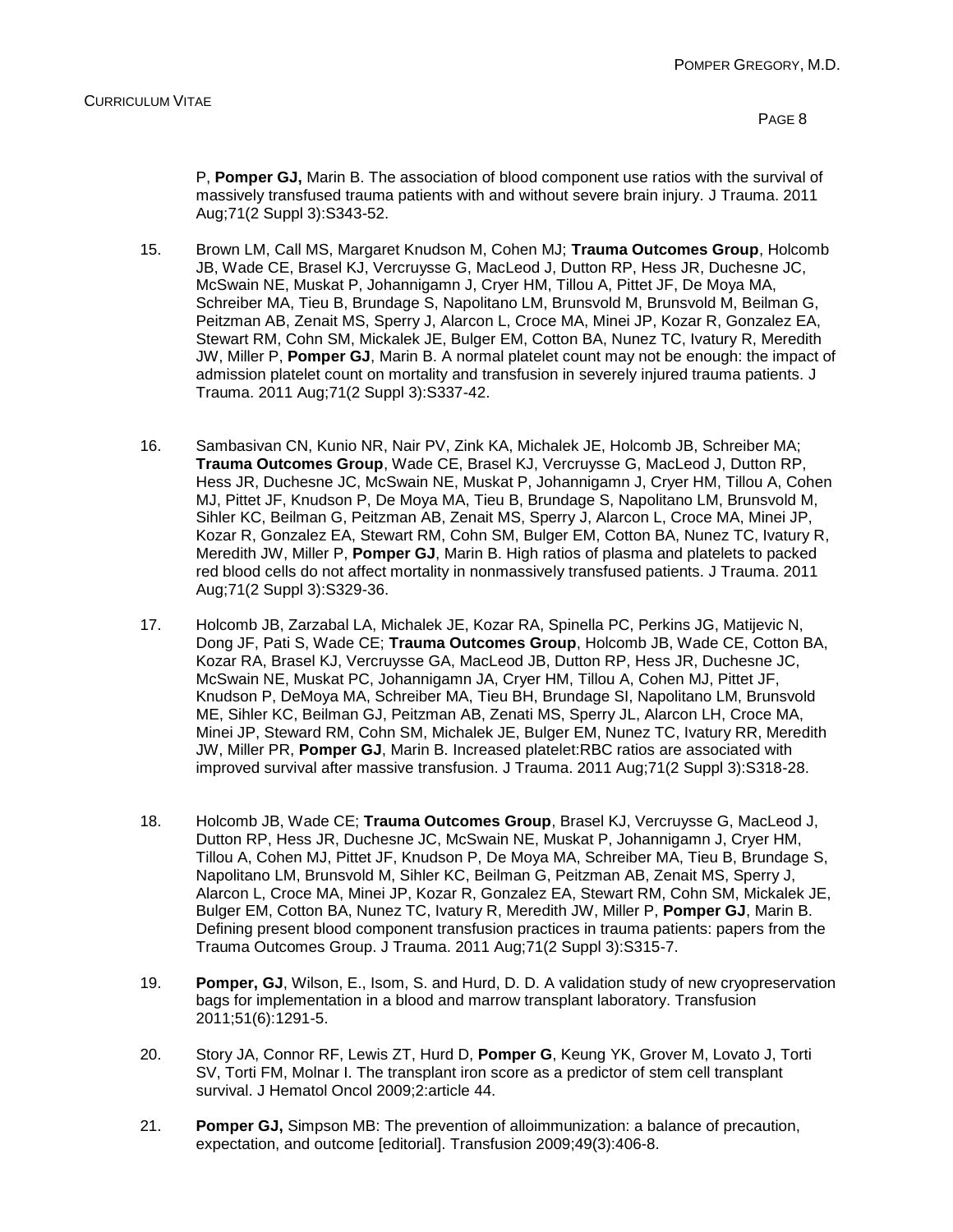P, **Pomper GJ,** Marin B. The association of blood component use ratios with the survival of massively transfused trauma patients with and without severe brain injury. J Trauma. 2011 Aug;71(2 Suppl 3):S343-52.

15. Brown LM, Call MS, Margaret Knudson M, Cohen MJ; **Trauma Outcomes Group**, Holcomb JB, Wade CE, Brasel KJ, Vercruysse G, MacLeod J, Dutton RP, Hess JR, Duchesne JC, McSwain NE, Muskat P, Johannigamn J, Cryer HM, Tillou A, Pittet JF, De Moya MA, Schreiber MA, Tieu B, Brundage S, Napolitano LM, Brunsvold M, Brunsvold M, Beilman G, Peitzman AB, Zenait MS, Sperry J, Alarcon L, Croce MA, Minei JP, Kozar R, Gonzalez EA, Stewart RM, Cohn SM, Mickalek JE, Bulger EM, Cotton BA, Nunez TC, Ivatury R, Meredith JW, Miller P, **Pomper GJ**, Marin B. A normal platelet count may not be enough: the impact of admission platelet count on mortality and transfusion in severely injured trauma patients. J Trauma. 2011 Aug;71(2 Suppl 3):S337-42.

16. Sambasivan CN, Kunio NR, Nair PV, Zink KA, Michalek JE, Holcomb JB, Schreiber MA; **Trauma Outcomes Group**, Wade CE, Brasel KJ, Vercruysse G, MacLeod J, Dutton RP, Hess JR, Duchesne JC, McSwain NE, Muskat P, Johannigamn J, Cryer HM, Tillou A, Cohen MJ, Pittet JF, Knudson P, De Moya MA, Tieu B, Brundage S, Napolitano LM, Brunsvold M, Sihler KC, Beilman G, Peitzman AB, Zenait MS, Sperry J, Alarcon L, Croce MA, Minei JP, Kozar R, Gonzalez EA, Stewart RM, Cohn SM, Bulger EM, Cotton BA, Nunez TC, Ivatury R, Meredith JW, Miller P, **Pomper GJ**, Marin B. High ratios of plasma and platelets to packed red blood cells do not affect mortality in nonmassively transfused patients. J Trauma. 2011 Aug;71(2 Suppl 3):S329-36.

17. Holcomb JB, Zarzabal LA, Michalek JE, Kozar RA, Spinella PC, Perkins JG, Matijevic N, Dong JF, Pati S, Wade CE; **Trauma Outcomes Group**, Holcomb JB, Wade CE, Cotton BA, Kozar RA, Brasel KJ, Vercruysse GA, MacLeod JB, Dutton RP, Hess JR, Duchesne JC, McSwain NE, Muskat PC, Johannigamn JA, Cryer HM, Tillou A, Cohen MJ, Pittet JF, Knudson P, DeMoya MA, Schreiber MA, Tieu BH, Brundage SI, Napolitano LM, Brunsvold ME, Sihler KC, Beilman GJ, Peitzman AB, Zenati MS, Sperry JL, Alarcon LH, Croce MA, Minei JP, Steward RM, Cohn SM, Michalek JE, Bulger EM, Nunez TC, Ivatury RR, Meredith JW, Miller PR, **Pomper GJ**, Marin B. Increased platelet:RBC ratios are associated with improved survival after massive transfusion. J Trauma. 2011 Aug;71(2 Suppl 3):S318-28.

18. Holcomb JB, Wade CE; **Trauma Outcomes Group**, Brasel KJ, Vercruysse G, MacLeod J, Dutton RP, Hess JR, Duchesne JC, McSwain NE, Muskat P, Johannigamn J, Cryer HM, Tillou A, Cohen MJ, Pittet JF, Knudson P, De Moya MA, Schreiber MA, Tieu B, Brundage S, Napolitano LM, Brunsvold M, Sihler KC, Beilman G, Peitzman AB, Zenait MS, Sperry J, Alarcon L, Croce MA, Minei JP, Kozar R, Gonzalez EA, Stewart RM, Cohn SM, Mickalek JE, Bulger EM, Cotton BA, Nunez TC, Ivatury R, Meredith JW, Miller P, **Pomper GJ**, Marin B. Defining present blood component transfusion practices in trauma patients: papers from the Trauma Outcomes Group. J Trauma. 2011 Aug;71(2 Suppl 3):S315-7.

19. **Pomper, GJ**, Wilson, E., Isom, S. and Hurd, D. D. A validation study of new cryopreservation bags for implementation in a blood and marrow transplant laboratory. Transfusion 2011;51(6):1291-5.

20. Story JA, Connor RF, Lewis ZT, Hurd D, **Pomper G**, Keung YK, Grover M, Lovato J, Torti SV, Torti FM, Molnar I. The transplant iron score as a predictor of stem cell transplant survival. J Hematol Oncol 2009;2:article 44.

21. **Pomper GJ,** Simpson MB: The prevention of alloimmunization: a balance of precaution, expectation, and outcome [editorial]. Transfusion 2009;49(3):406-8.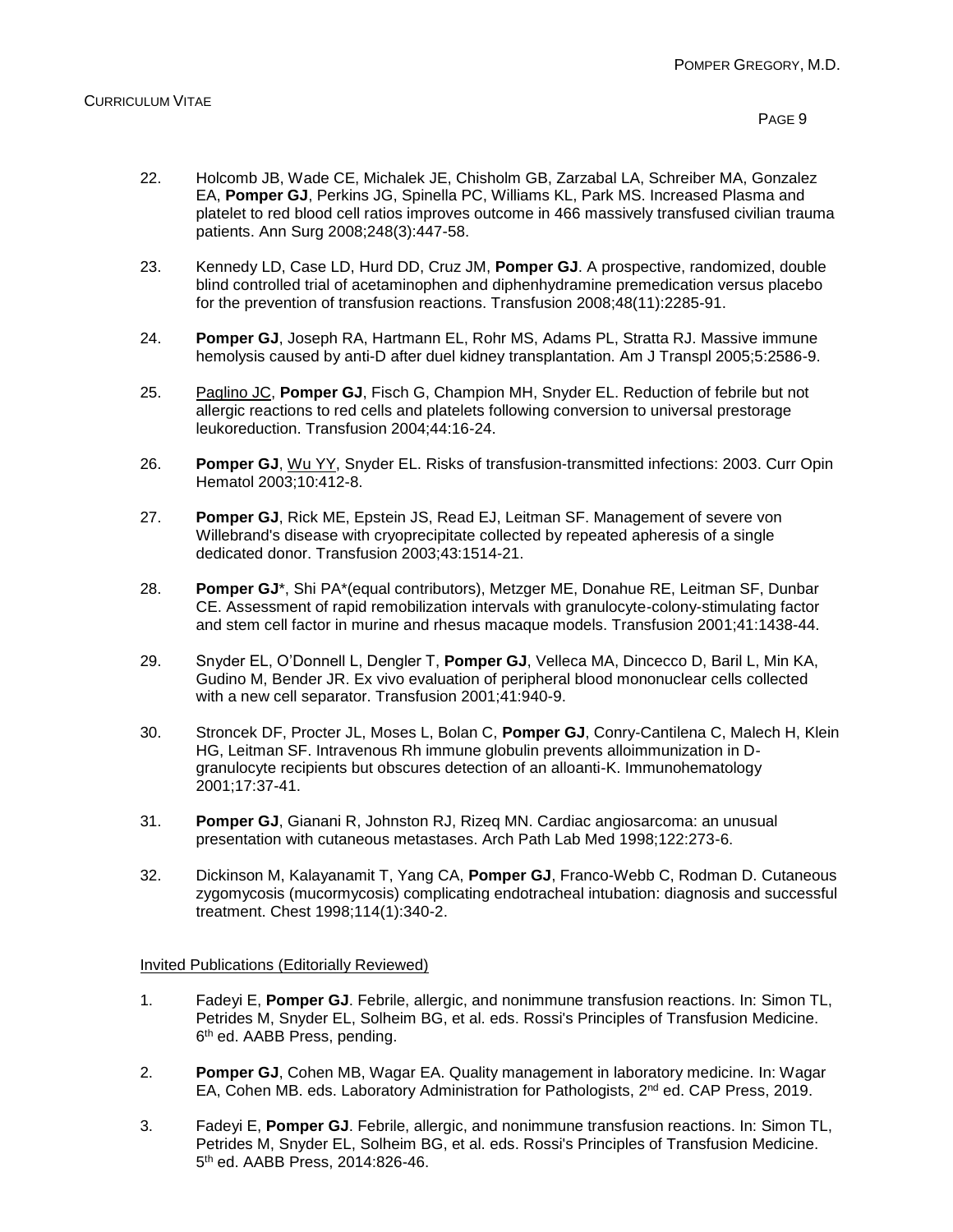22. Holcomb JB, Wade CE, Michalek JE, Chisholm GB, Zarzabal LA, Schreiber MA, Gonzalez EA, **Pomper GJ**, Perkins JG, Spinella PC, Williams KL, Park MS. Increased Plasma and platelet to red blood cell ratios improves outcome in 466 massively transfused civilian trauma patients. Ann Surg 2008;248(3):447-58.

23. Kennedy LD, Case LD, Hurd DD, Cruz JM, **Pomper GJ**. A prospective, randomized, double blind controlled trial of acetaminophen and diphenhydramine premedication versus placebo for the prevention of transfusion reactions. Transfusion 2008;48(11):2285-91.

24. **Pomper GJ**, Joseph RA, Hartmann EL, Rohr MS, Adams PL, Stratta RJ. Massive immune hemolysis caused by anti-D after duel kidney transplantation. Am J Transpl 2005;5:2586-9.

25. <u>Paglino JC</u>, **Pomper GJ**, Fisch G, Champion MH, Snyder EL. Reduction of febrile but not allergic reactions to red cells and platelets following conversion to universal prestorage leukoreduction. Transfusion 2004;44:16-24.

26. **Pomper GJ**, <u>Wu YY</u>, Snyder EL. Risks of transfusion-transmitted infections: 2003. Curr Opin Hematol 2003;10:412-8.

27. **Pomper GJ**, Rick ME, Epstein JS, Read EJ, Leitman SF. Management of severe von Willebrand's disease with cryoprecipitate collected by repeated apheresis of a single dedicated donor. Transfusion 2003;43:1514-21.

28. **Pomper GJ***, Shi PA*(equal contributors), Metzger ME, Donahue RE, Leitman SF, Dunbar CE. Assessment of rapid remobilization intervals with granulocyte-colony-stimulating factor and stem cell factor in murine and rhesus macaque models. Transfusion 2001;41:1438-44.

29. Snyder EL, O'Donnell L, Dengler T, **Pomper GJ**, Velleca MA, Dincecco D, Baril L, Min KA, Gudino M, Bender JR. Ex vivo evaluation of peripheral blood mononuclear cells collected with a new cell separator. Transfusion 2001;41:940-9.

30. Stroncek DF, Procter JL, Moses L, Bolan C, **Pomper GJ**, Conry-Cantilena C, Malech H, Klein HG, Leitman SF. Intravenous Rh immune globulin prevents alloimmunization in D- granulocyte recipients but obscures detection of an alloanti-K. Immunohematology 2001;17:37-41.

31. **Pomper GJ**, Gianani R, Johnston RJ, Rizeq MN. Cardiac angiosarcoma: an unusual presentation with cutaneous metastases. Arch Path Lab Med 1998;122:273-6.

32. Dickinson M, Kalayanamit T, Yang CA, **Pomper GJ**, Franco-Webb C, Rodman D. Cutaneous zygomycosis (mucormycosis) complicating endotracheal intubation: diagnosis and successful treatment. Chest 1998;114(1):340-2.

<u>Invited Publications (Editorially Reviewed)</u>

1. Fadeyi E, **Pomper GJ**. Febrile, allergic, and nonimmune transfusion reactions. In: Simon TL, Petrides M, Snyder EL, Solheim BG, et al. eds. Rossi's Principles of Transfusion Medicine. 6th ed. AABB Press, pending.

2. **Pomper GJ**, Cohen MB, Wagar EA. Quality management in laboratory medicine. In: Wagar EA, Cohen MB. eds. Laboratory Administration for Pathologists, 2nd ed. CAP Press, 2019.

3. Fadeyi E, **Pomper GJ**. Febrile, allergic, and nonimmune transfusion reactions. In: Simon TL, Petrides M, Snyder EL, Solheim BG, et al. eds. Rossi's Principles of Transfusion Medicine. 5th ed. AABB Press, 2014:826-46.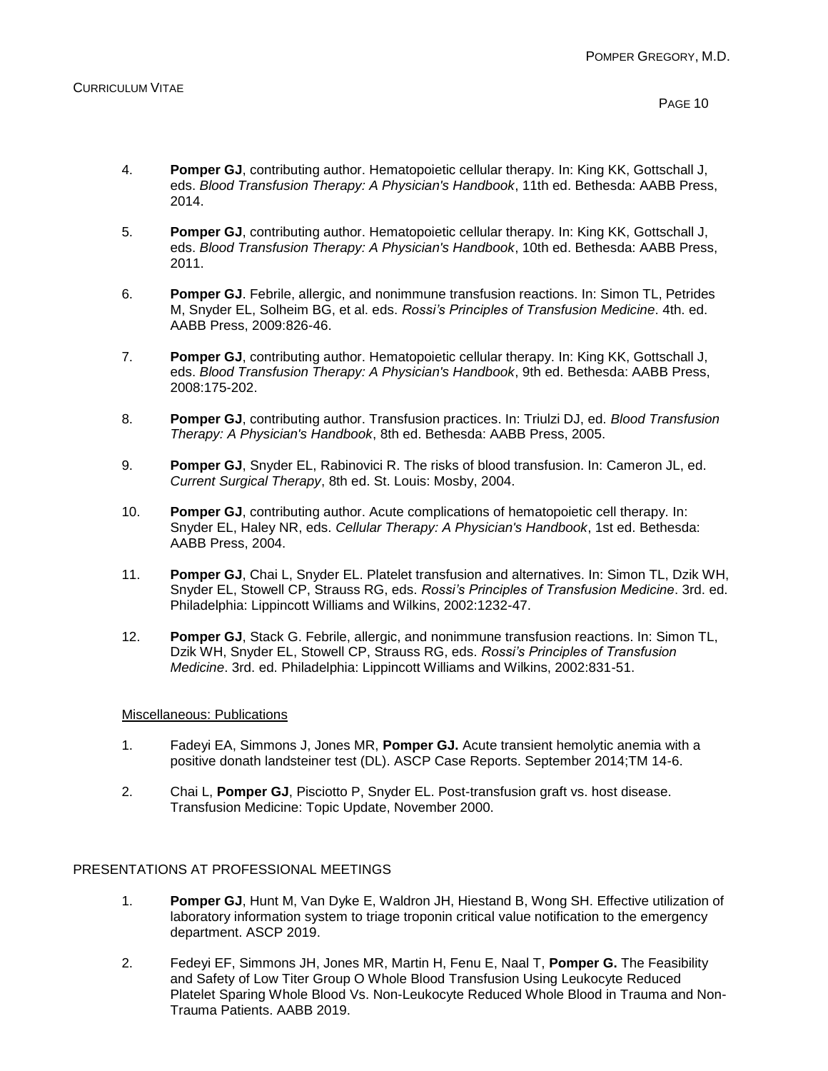4. **Pomper GJ**, contributing author. Hematopoietic cellular therapy. In: King KK, Gottschall J, eds. *Blood Transfusion Therapy: A Physician's Handbook*, 11th ed. Bethesda: AABB Press, 2014.

5. **Pomper GJ**, contributing author. Hematopoietic cellular therapy. In: King KK, Gottschall J, eds. *Blood Transfusion Therapy: A Physician's Handbook*, 10th ed. Bethesda: AABB Press, 2011.

6. **Pomper GJ**. Febrile, allergic, and nonimmune transfusion reactions. In: Simon TL, Petrides M, Snyder EL, Solheim BG, et al. eds. *Rossi's Principles of Transfusion Medicine*. 4th. ed. AABB Press, 2009:826-46.

7. **Pomper GJ**, contributing author. Hematopoietic cellular therapy. In: King KK, Gottschall J, eds. *Blood Transfusion Therapy: A Physician's Handbook*, 9th ed. Bethesda: AABB Press, 2008:175-202.

8. **Pomper GJ**, contributing author. Transfusion practices. In: Triulzi DJ, ed. *Blood Transfusion Therapy: A Physician's Handbook*, 8th ed. Bethesda: AABB Press, 2005.

9. **Pomper GJ**, Snyder EL, Rabinovici R. The risks of blood transfusion. In: Cameron JL, ed. *Current Surgical Therapy*, 8th ed. St. Louis: Mosby, 2004.

10. **Pomper GJ**, contributing author. Acute complications of hematopoietic cell therapy. In: Snyder EL, Haley NR, eds. *Cellular Therapy: A Physician's Handbook*, 1st ed. Bethesda: AABB Press, 2004.

11. **Pomper GJ**, Chai L, Snyder EL. Platelet transfusion and alternatives. In: Simon TL, Dzik WH, Snyder EL, Stowell CP, Strauss RG, eds. *Rossi's Principles of Transfusion Medicine*. 3rd. ed. Philadelphia: Lippincott Williams and Wilkins, 2002:1232-47.

12. **Pomper GJ**, Stack G. Febrile, allergic, and nonimmune transfusion reactions. In: Simon TL, Dzik WH, Snyder EL, Stowell CP, Strauss RG, eds. *Rossi's Principles of Transfusion Medicine*. 3rd. ed. Philadelphia: Lippincott Williams and Wilkins, 2002:831-51.

<u>Miscellaneous: Publications</u>

1. Fadeyi EA, Simmons J, Jones MR, **Pomper GJ.** Acute transient hemolytic anemia with a positive donath landsteiner test (DL). ASCP Case Reports. September 2014;TM 14-6.

2. Chai L, **Pomper GJ**, Pisciotto P, Snyder EL. Post-transfusion graft vs. host disease. Transfusion Medicine: Topic Update, November 2000.

## PRESENTATIONS AT PROFESSIONAL MEETINGS

1. **Pomper GJ**, Hunt M, Van Dyke E, Waldron JH, Hiestand B, Wong SH. Effective utilization of laboratory information system to triage troponin critical value notification to the emergency department. ASCP 2019.

2. Fedeyi EF, Simmons JH, Jones MR, Martin H, Fenu E, Naal T, **Pomper G.** The Feasibility and Safety of Low Titer Group O Whole Blood Transfusion Using Leukocyte Reduced Platelet Sparing Whole Blood Vs. Non-Leukocyte Reduced Whole Blood in Trauma and Non-Trauma Patients. AABB 2019.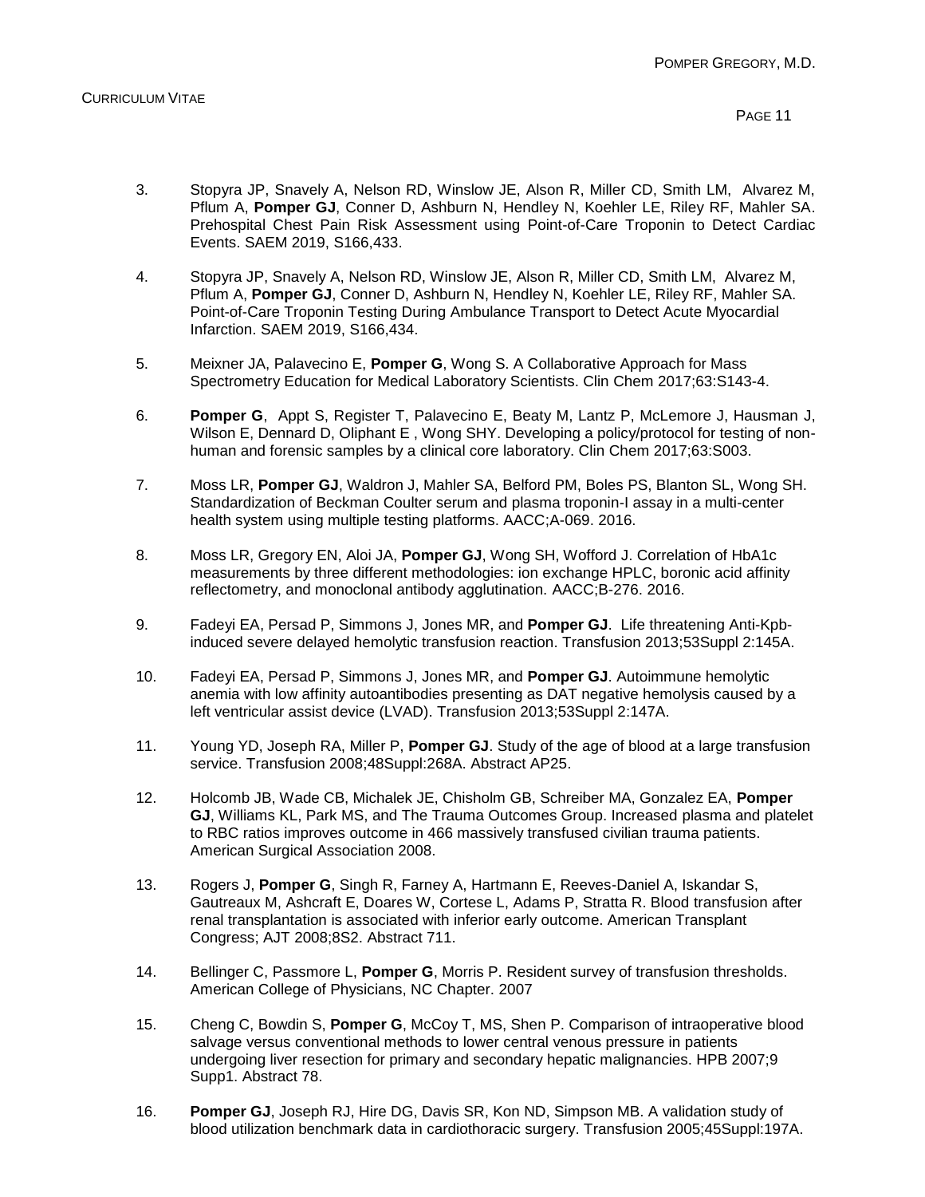3. Stopyra JP, Snavely A, Nelson RD, Winslow JE, Alson R, Miller CD, Smith LM, Alvarez M, Pflum A, **Pomper GJ**, Conner D, Ashburn N, Hendley N, Koehler LE, Riley RF, Mahler SA. Prehospital Chest Pain Risk Assessment using Point-of-Care Troponin to Detect Cardiac Events. SAEM 2019, S166,433.

4. Stopyra JP, Snavely A, Nelson RD, Winslow JE, Alson R, Miller CD, Smith LM, Alvarez M, Pflum A, **Pomper GJ**, Conner D, Ashburn N, Hendley N, Koehler LE, Riley RF, Mahler SA. Point-of-Care Troponin Testing During Ambulance Transport to Detect Acute Myocardial Infarction. SAEM 2019, S166,434.

5. Meixner JA, Palavecino E, **Pomper G**, Wong S. A Collaborative Approach for Mass Spectrometry Education for Medical Laboratory Scientists. Clin Chem 2017;63:S143-4.

6. **Pomper G**, Appt S, Register T, Palavecino E, Beaty M, Lantz P, McLemore J, Hausman J, Wilson E, Dennard D, Oliphant E , Wong SHY. Developing a policy/protocol for testing of non-human and forensic samples by a clinical core laboratory. Clin Chem 2017;63:S003.

7. Moss LR, **Pomper GJ**, Waldron J, Mahler SA, Belford PM, Boles PS, Blanton SL, Wong SH. Standardization of Beckman Coulter serum and plasma troponin-I assay in a multi-center health system using multiple testing platforms. AACC;A-069. 2016.

8. Moss LR, Gregory EN, Aloi JA, **Pomper GJ**, Wong SH, Wofford J. Correlation of HbA1c measurements by three different methodologies: ion exchange HPLC, boronic acid affinity reflectometry, and monoclonal antibody agglutination. AACC;B-276. 2016.

9. Fadeyi EA, Persad P, Simmons J, Jones MR, and **Pomper GJ**. Life threatening Anti-Kpb-induced severe delayed hemolytic transfusion reaction. Transfusion 2013;53Suppl 2:145A.

10. Fadeyi EA, Persad P, Simmons J, Jones MR, and **Pomper GJ**. Autoimmune hemolytic anemia with low affinity autoantibodies presenting as DAT negative hemolysis caused by a left ventricular assist device (LVAD). Transfusion 2013;53Suppl 2:147A.

11. Young YD, Joseph RA, Miller P, **Pomper GJ**. Study of the age of blood at a large transfusion service. Transfusion 2008;48Suppl:268A. Abstract AP25.

12. Holcomb JB, Wade CB, Michalek JE, Chisholm GB, Schreiber MA, Gonzalez EA, **Pomper GJ**, Williams KL, Park MS, and The Trauma Outcomes Group. Increased plasma and platelet to RBC ratios improves outcome in 466 massively transfused civilian trauma patients. American Surgical Association 2008.

13. Rogers J, **Pomper G**, Singh R, Farney A, Hartmann E, Reeves-Daniel A, Iskandar S, Gautreaux M, Ashcraft E, Doares W, Cortese L, Adams P, Stratta R. Blood transfusion after renal transplantation is associated with inferior early outcome. American Transplant Congress; AJT 2008;8S2. Abstract 711.

14. Bellinger C, Passmore L, **Pomper G**, Morris P. Resident survey of transfusion thresholds. American College of Physicians, NC Chapter. 2007

15. Cheng C, Bowdin S, **Pomper G**, McCoy T, MS, Shen P. Comparison of intraoperative blood salvage versus conventional methods to lower central venous pressure in patients undergoing liver resection for primary and secondary hepatic malignancies. HPB 2007;9 Supp1. Abstract 78.

16. **Pomper GJ**, Joseph RJ, Hire DG, Davis SR, Kon ND, Simpson MB. A validation study of blood utilization benchmark data in cardiothoracic surgery. Transfusion 2005;45Suppl:197A.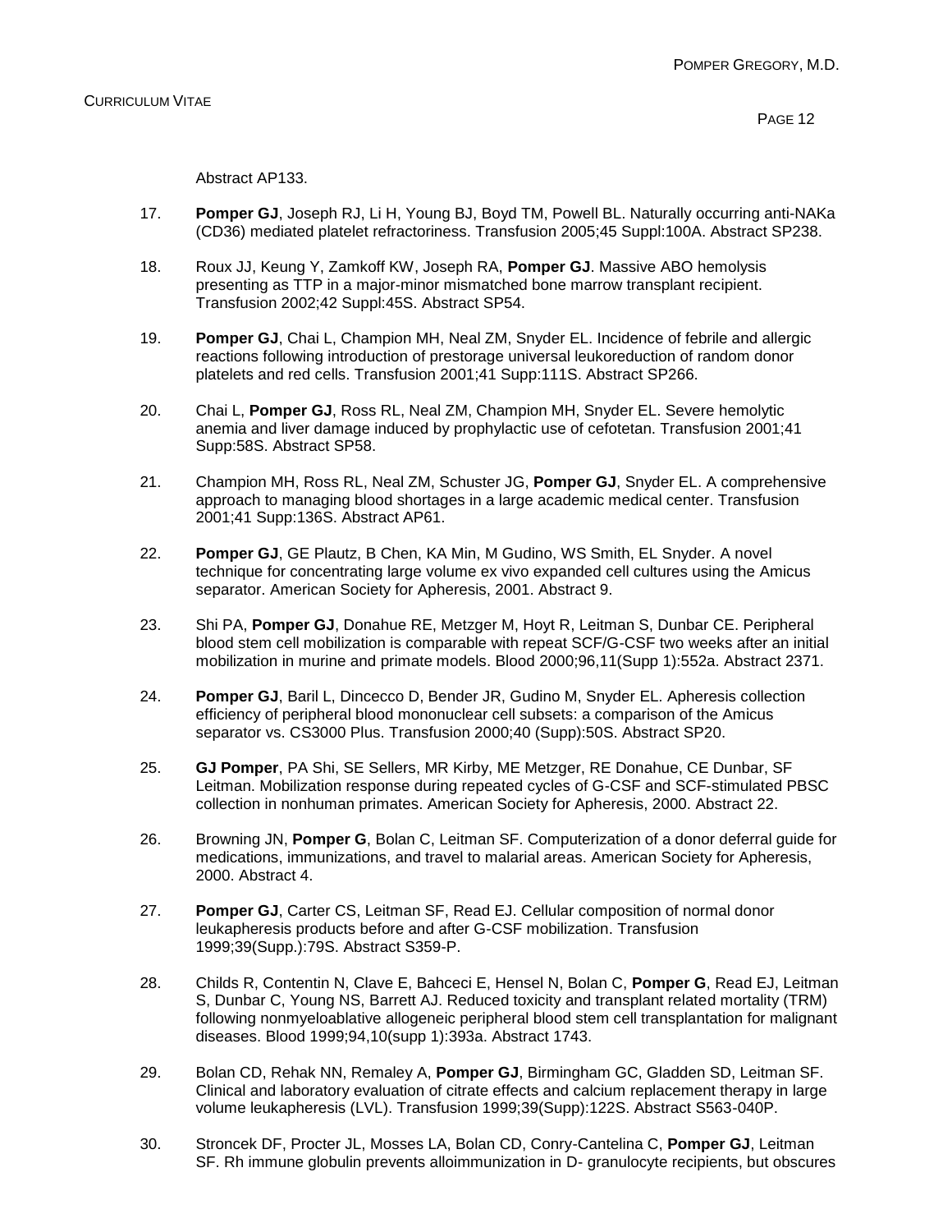Abstract AP133.

17. **Pomper GJ**, Joseph RJ, Li H, Young BJ, Boyd TM, Powell BL. Naturally occurring anti-NAKa (CD36) mediated platelet refractoriness. Transfusion 2005;45 Suppl:100A. Abstract SP238.

18. Roux JJ, Keung Y, Zamkoff KW, Joseph RA, **Pomper GJ**. Massive ABO hemolysis presenting as TTP in a major-minor mismatched bone marrow transplant recipient. Transfusion 2002;42 Suppl:45S. Abstract SP54.

19. **Pomper GJ**, Chai L, Champion MH, Neal ZM, Snyder EL. Incidence of febrile and allergic reactions following introduction of prestorage universal leukoreduction of random donor platelets and red cells. Transfusion 2001;41 Supp:111S. Abstract SP266.

20. Chai L, **Pomper GJ**, Ross RL, Neal ZM, Champion MH, Snyder EL. Severe hemolytic anemia and liver damage induced by prophylactic use of cefotetan. Transfusion 2001;41 Supp:58S. Abstract SP58.

21. Champion MH, Ross RL, Neal ZM, Schuster JG, **Pomper GJ**, Snyder EL. A comprehensive approach to managing blood shortages in a large academic medical center. Transfusion 2001;41 Supp:136S. Abstract AP61.

22. **Pomper GJ**, GE Plautz, B Chen, KA Min, M Gudino, WS Smith, EL Snyder. A novel technique for concentrating large volume ex vivo expanded cell cultures using the Amicus separator. American Society for Apheresis, 2001. Abstract 9.

23. Shi PA, **Pomper GJ**, Donahue RE, Metzger M, Hoyt R, Leitman S, Dunbar CE. Peripheral blood stem cell mobilization is comparable with repeat SCF/G-CSF two weeks after an initial mobilization in murine and primate models. Blood 2000;96,11(Supp 1):552a. Abstract 2371.

24. **Pomper GJ**, Baril L, Dincecco D, Bender JR, Gudino M, Snyder EL. Apheresis collection efficiency of peripheral blood mononuclear cell subsets: a comparison of the Amicus separator vs. CS3000 Plus. Transfusion 2000;40 (Supp):50S. Abstract SP20.

25. **GJ Pomper**, PA Shi, SE Sellers, MR Kirby, ME Metzger, RE Donahue, CE Dunbar, SF Leitman. Mobilization response during repeated cycles of G-CSF and SCF-stimulated PBSC collection in nonhuman primates. American Society for Apheresis, 2000. Abstract 22.

26. Browning JN, **Pomper G**, Bolan C, Leitman SF. Computerization of a donor deferral guide for medications, immunizations, and travel to malarial areas. American Society for Apheresis, 2000. Abstract 4.

27. **Pomper GJ**, Carter CS, Leitman SF, Read EJ. Cellular composition of normal donor leukapheresis products before and after G-CSF mobilization. Transfusion 1999;39(Supp.):79S. Abstract S359-P.

28. Childs R, Contentin N, Clave E, Bahceci E, Hensel N, Bolan C, **Pomper G**, Read EJ, Leitman S, Dunbar C, Young NS, Barrett AJ. Reduced toxicity and transplant related mortality (TRM) following nonmyeloablative allogeneic peripheral blood stem cell transplantation for malignant diseases. Blood 1999;94,10(supp 1):393a. Abstract 1743.

29. Bolan CD, Rehak NN, Remaley A, **Pomper GJ**, Birmingham GC, Gladden SD, Leitman SF. Clinical and laboratory evaluation of citrate effects and calcium replacement therapy in large volume leukapheresis (LVL). Transfusion 1999;39(Supp):122S. Abstract S563-040P.

30. Stroncek DF, Procter JL, Mosses LA, Bolan CD, Conry-Cantelina C, **Pomper GJ**, Leitman SF. Rh immune globulin prevents alloimmunization in D- granulocyte recipients, but obscures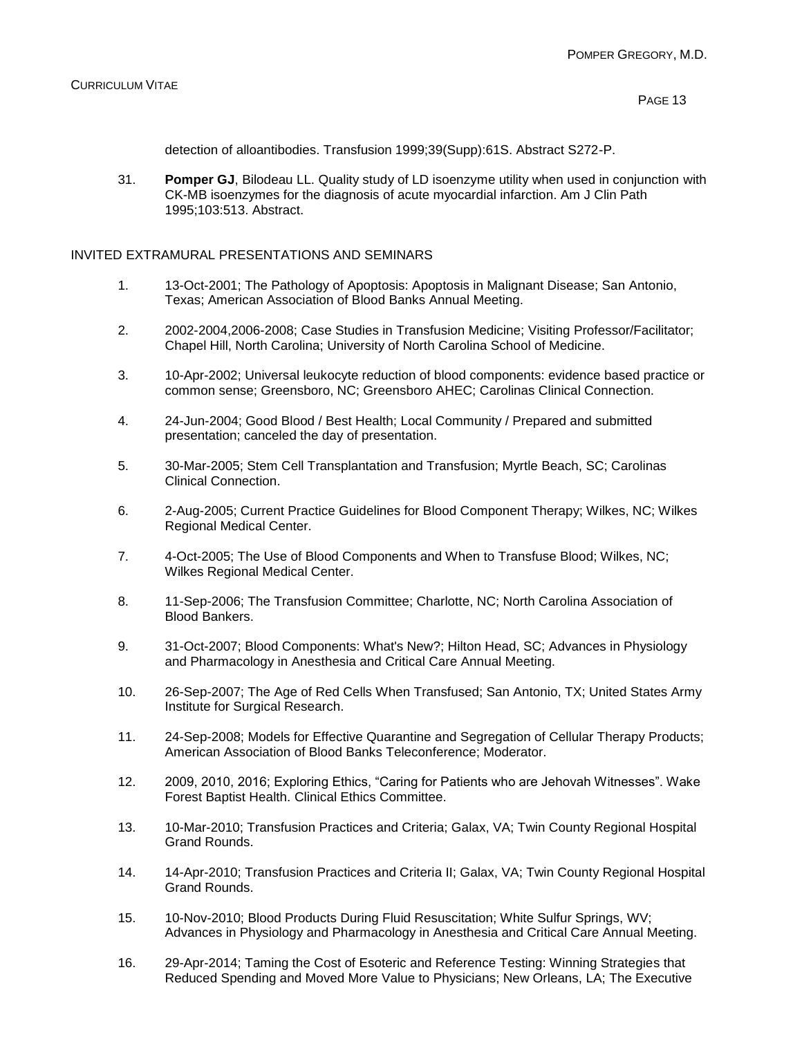detection of alloantibodies. Transfusion 1999;39(Supp):61S. Abstract S272-P.

31. **Pomper GJ**, Bilodeau LL. Quality study of LD isoenzyme utility when used in conjunction with CK-MB isoenzymes for the diagnosis of acute myocardial infarction. Am J Clin Path 1995;103:513. Abstract.

## INVITED EXTRAMURAL PRESENTATIONS AND SEMINARS

1. 13-Oct-2001; The Pathology of Apoptosis: Apoptosis in Malignant Disease; San Antonio, Texas; American Association of Blood Banks Annual Meeting.
2. 2002-2004,2006-2008; Case Studies in Transfusion Medicine; Visiting Professor/Facilitator; Chapel Hill, North Carolina; University of North Carolina School of Medicine.
3. 10-Apr-2002; Universal leukocyte reduction of blood components: evidence based practice or common sense; Greensboro, NC; Greensboro AHEC; Carolinas Clinical Connection.
4. 24-Jun-2004; Good Blood / Best Health; Local Community / Prepared and submitted presentation; canceled the day of presentation.
5. 30-Mar-2005; Stem Cell Transplantation and Transfusion; Myrtle Beach, SC; Carolinas Clinical Connection.
6. 2-Aug-2005; Current Practice Guidelines for Blood Component Therapy; Wilkes, NC; Wilkes Regional Medical Center.
7. 4-Oct-2005; The Use of Blood Components and When to Transfuse Blood; Wilkes, NC; Wilkes Regional Medical Center.
8. 11-Sep-2006; The Transfusion Committee; Charlotte, NC; North Carolina Association of Blood Bankers.
9. 31-Oct-2007; Blood Components: What's New?; Hilton Head, SC; Advances in Physiology and Pharmacology in Anesthesia and Critical Care Annual Meeting.
10. 26-Sep-2007; The Age of Red Cells When Transfused; San Antonio, TX; United States Army Institute for Surgical Research.
11. 24-Sep-2008; Models for Effective Quarantine and Segregation of Cellular Therapy Products; American Association of Blood Banks Teleconference; Moderator.
12. 2009, 2010, 2016; Exploring Ethics, “Caring for Patients who are Jehovah Witnesses”. Wake Forest Baptist Health. Clinical Ethics Committee.
13. 10-Mar-2010; Transfusion Practices and Criteria; Galax, VA; Twin County Regional Hospital Grand Rounds.
14. 14-Apr-2010; Transfusion Practices and Criteria II; Galax, VA; Twin County Regional Hospital Grand Rounds.
15. 10-Nov-2010; Blood Products During Fluid Resuscitation; White Sulfur Springs, WV; Advances in Physiology and Pharmacology in Anesthesia and Critical Care Annual Meeting.
16. 29-Apr-2014; Taming the Cost of Esoteric and Reference Testing: Winning Strategies that Reduced Spending and Moved More Value to Physicians; New Orleans, LA; The Executive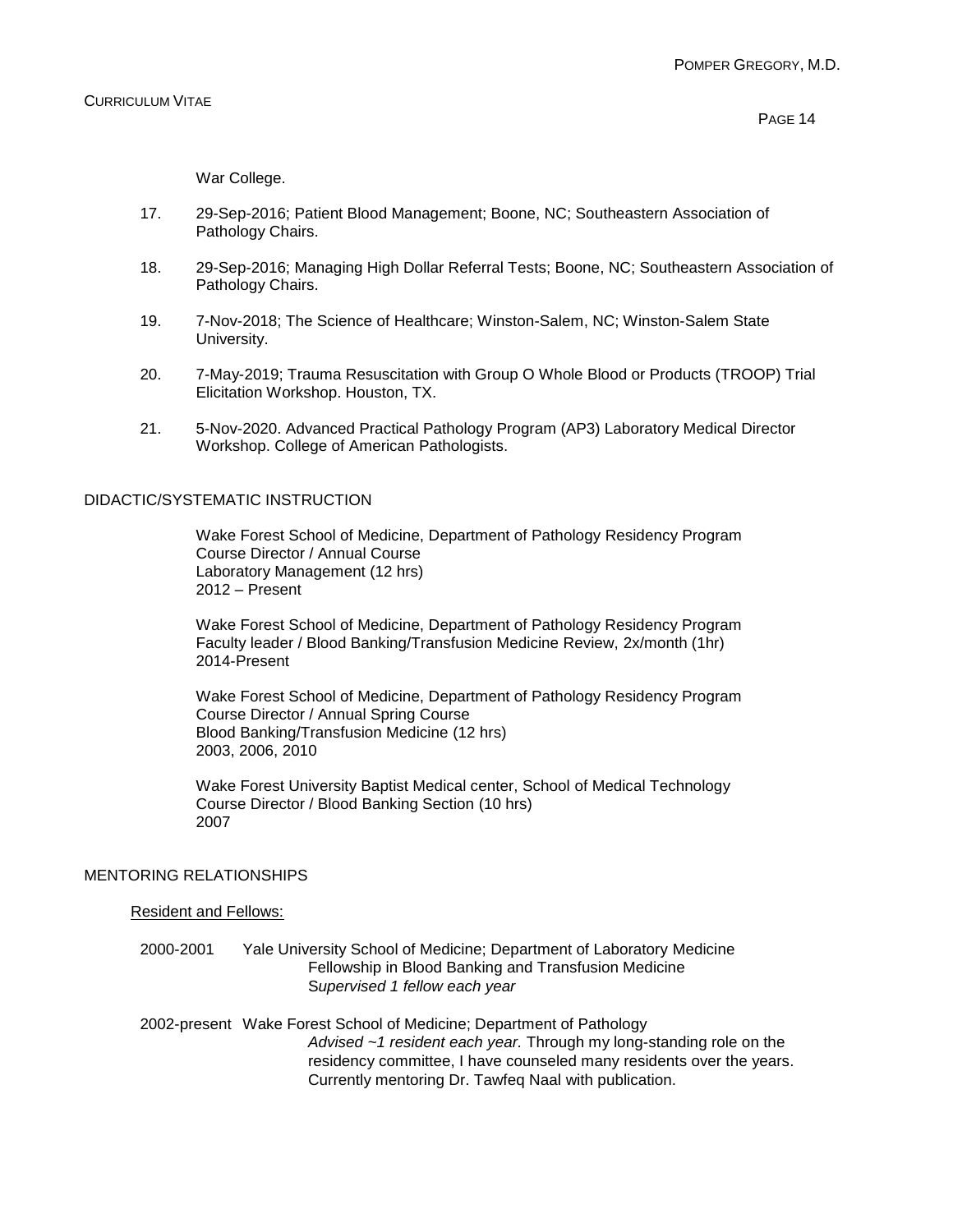War College.

17. 29-Sep-2016; Patient Blood Management; Boone, NC; Southeastern Association of Pathology Chairs.

18. 29-Sep-2016; Managing High Dollar Referral Tests; Boone, NC; Southeastern Association of Pathology Chairs.

19. 7-Nov-2018; The Science of Healthcare; Winston-Salem, NC; Winston-Salem State University.

20. 7-May-2019; Trauma Resuscitation with Group O Whole Blood or Products (TROOP) Trial Elicitation Workshop. Houston, TX.

21. 5-Nov-2020. Advanced Practical Pathology Program (AP3) Laboratory Medical Director Workshop. College of American Pathologists.

## DIDACTIC/SYSTEMATIC INSTRUCTION

Wake Forest School of Medicine, Department of Pathology Residency Program
Course Director / Annual Course
Laboratory Management (12 hrs)
2012 – Present

Wake Forest School of Medicine, Department of Pathology Residency Program
Faculty leader / Blood Banking/Transfusion Medicine Review, 2x/month (1hr)
2014-Present

Wake Forest School of Medicine, Department of Pathology Residency Program
Course Director / Annual Spring Course
Blood Banking/Transfusion Medicine (12 hrs)
2003, 2006, 2010

Wake Forest University Baptist Medical center, School of Medical Technology
Course Director / Blood Banking Section (10 hrs)
2007

## MENTORING RELATIONSHIPS

Resident and Fellows:

2000-2001 Yale University School of Medicine; Department of Laboratory Medicine
Fellowship in Blood Banking and Transfusion Medicine
*Supervised 1 fellow each year*

2002-present Wake Forest School of Medicine; Department of Pathology
*Advised ~1 resident each year.* Through my long-standing role on the residency committee, I have counseled many residents over the years. Currently mentoring Dr. Tawfeq Naal with publication.